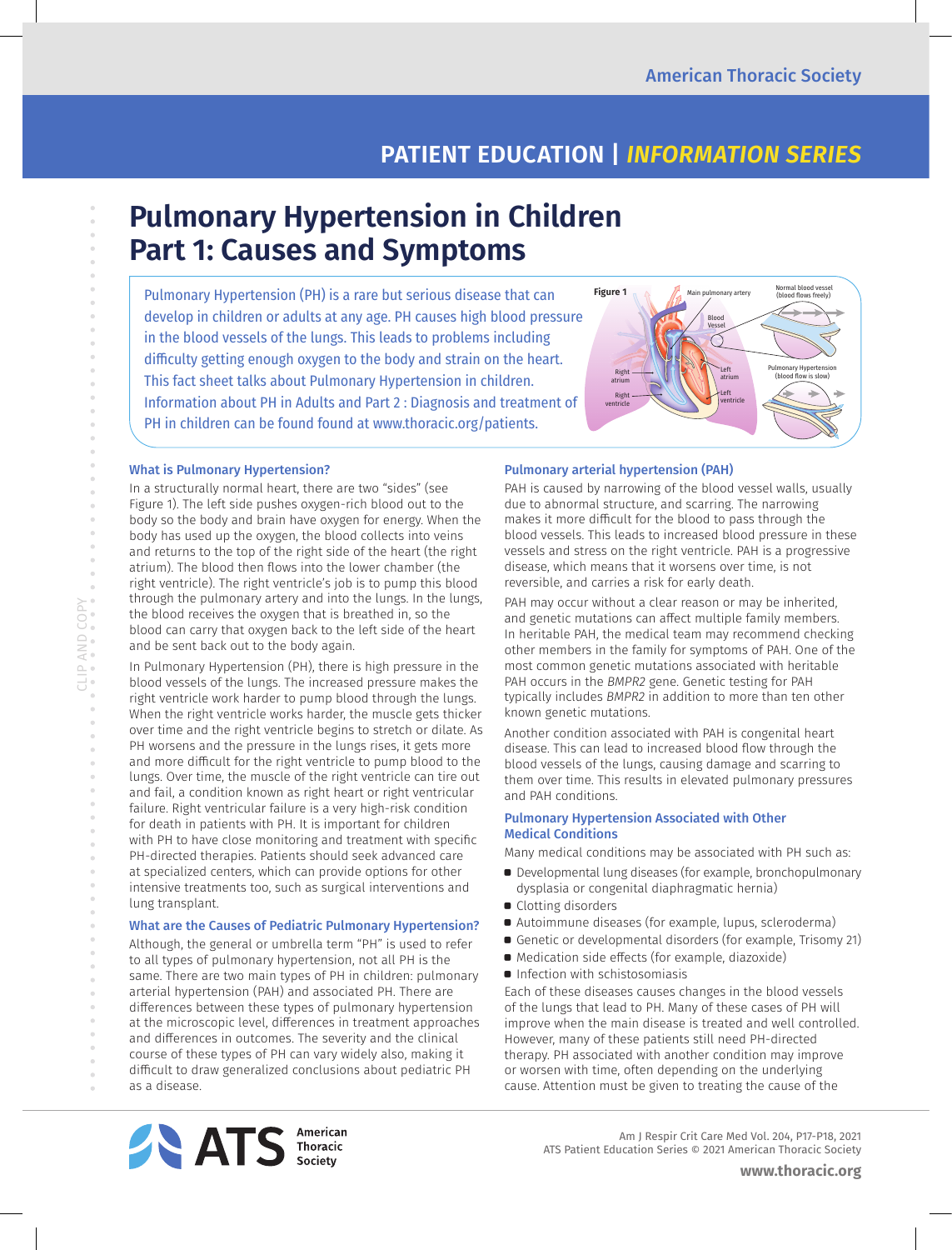American Thoracic Society

PATIENT EDUCATION | *INFORMATION SERIES*

# Pulmonary Hypertension in Children Part 1: Causes and Symptoms

Pulmonary Hypertension (PH) is a rare but serious disease that can develop in children or adults at any age. PH causes high blood pressure in the blood vessels of the lungs. This leads to problems including difficulty getting enough oxygen to the body and strain on the heart. This fact sheet talks about Pulmonary Hypertension in children. Information about PH in Adults and Part 2 : Diagnosis and treatment of PH in children can be found found at www.thoracic.org/patients.

Figure 1

### What is Pulmonary Hypertension?

In a structurally normal heart, there are two "sides" (see Figure 1). The left side pushes oxygen-rich blood out to the body so the body and brain have oxygen for energy. When the body has used up the oxygen, the blood collects into veins and returns to the top of the right side of the heart (the right atrium). The blood then flows into the lower chamber (the right ventricle). The right ventricle's job is to pump this blood through the pulmonary artery and into the lungs. In the lungs, the blood receives the oxygen that is breathed in, so the blood can carry that oxygen back to the left side of the heart and be sent back out to the body again.

In Pulmonary Hypertension (PH), there is high pressure in the blood vessels of the lungs. The increased pressure makes the right ventricle work harder to pump blood through the lungs. When the right ventricle works harder, the muscle gets thicker over time and the right ventricle begins to stretch or dilate. As PH worsens and the pressure in the lungs rises, it gets more and more difficult for the right ventricle to pump blood to the lungs. Over time, the muscle of the right ventricle can tire out and fail, a condition known as right heart or right ventricular failure. Right ventricular failure is a very high-risk condition for death in patients with PH. It is important for children with PH to have close monitoring and treatment with specific PH-directed therapies. Patients should seek advanced care at specialized centers, which can provide options for other intensive treatments too, such as surgical interventions and lung transplant.

### What are the Causes of Pediatric Pulmonary Hypertension?

Although, the general or umbrella term "PH" is used to refer to all types of pulmonary hypertension, not all PH is the same. There are two main types of PH in children: pulmonary arterial hypertension (PAH) and associated PH. There are differences between these types of pulmonary hypertension at the microscopic level, differences in treatment approaches and differences in outcomes. The severity and the clinical course of these types of PH can vary widely also, making it difficult to draw generalized conclusions about pediatric PH as a disease.

### Pulmonary arterial hypertension (PAH)

PAH is caused by narrowing of the blood vessel walls, usually due to abnormal structure, and scarring. The narrowing makes it more difficult for the blood to pass through the blood vessels. This leads to increased blood pressure in these vessels and stress on the right ventricle. PAH is a progressive disease, which means that it worsens over time, is not reversible, and carries a risk for early death.

PAH may occur without a clear reason or may be inherited, and genetic mutations can affect multiple family members. In heritable PAH, the medical team may recommend checking other members in the family for symptoms of PAH. One of the most common genetic mutations associated with heritable PAH occurs in the *BMPR2* gene. Genetic testing for PAH typically includes *BMPR2* in addition to more than ten other known genetic mutations.

Another condition associated with PAH is congenital heart disease. This can lead to increased blood flow through the blood vessels of the lungs, causing damage and scarring to them over time. This results in elevated pulmonary pressures and PAH conditions.

### Pulmonary Hypertension Associated with Other Medical Conditions

Many medical conditions may be associated with PH such as:

- Developmental lung diseases (for example, bronchopulmonary dysplasia or congenital diaphragmatic hernia)
- Clotting disorders
- Autoimmune diseases (for example, lupus, scleroderma)
- Genetic or developmental disorders (for example, Trisomy 21)
- Medication side effects (for example, diazoxide)
- Infection with schistosomiasis

Each of these diseases causes changes in the blood vessels of the lungs that lead to PH. Many of these cases of PH will improve when the main disease is treated and well controlled. However, many of these patients still need PH-directed therapy. PH associated with another condition may improve or worsen with time, often depending on the underlying cause. Attention must be given to treating the cause of the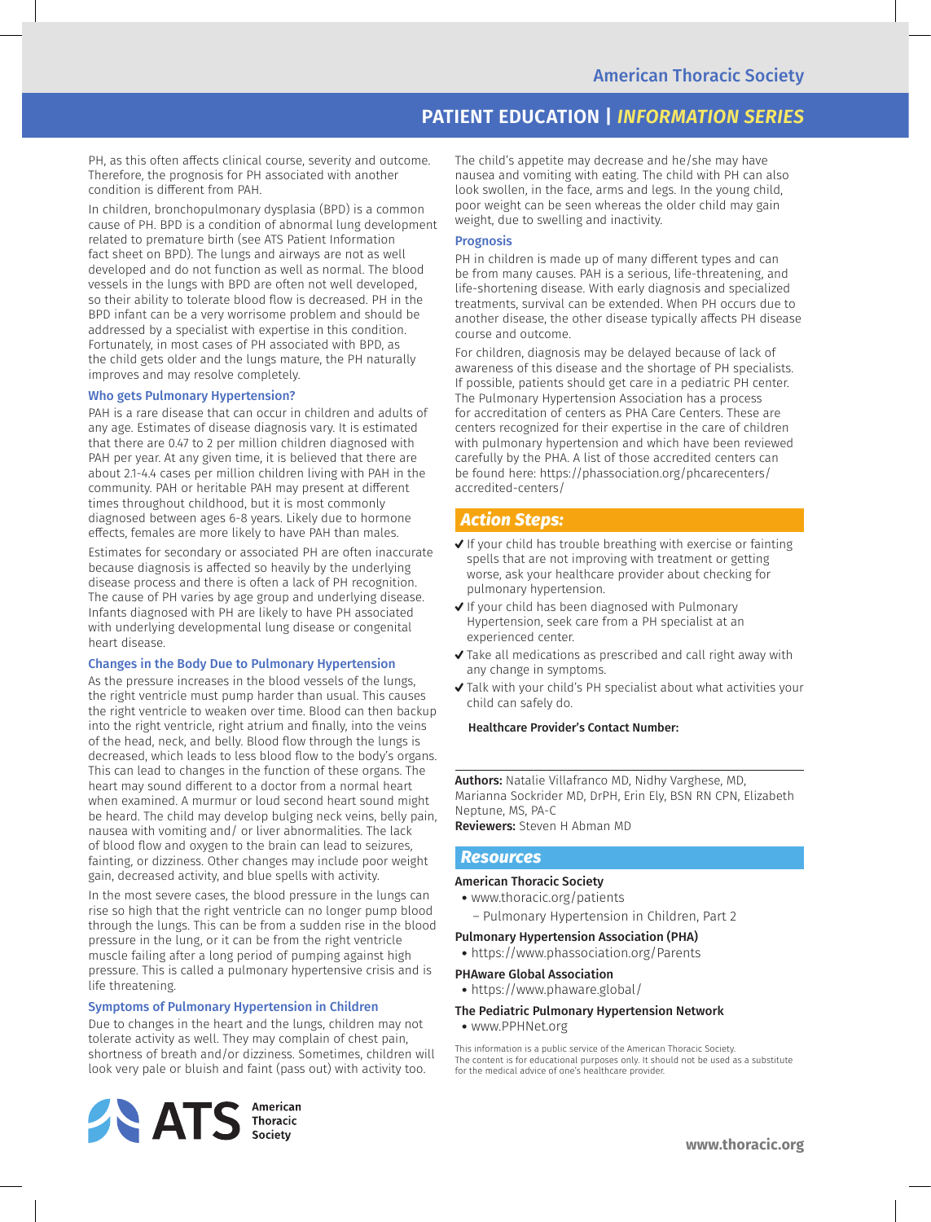PH, as this often affects clinical course, severity and outcome. Therefore, the prognosis for PH associated with another condition is different from PAH.

In children, bronchopulmonary dysplasia (BPD) is a common cause of PH. BPD is a condition of abnormal lung development related to premature birth (see ATS Patient Information fact sheet on BPD). The lungs and airways are not as well developed and do not function as well as normal. The blood vessels in the lungs with BPD are often not well developed, so their ability to tolerate blood flow is decreased. PH in the BPD infant can be a very worrisome problem and should be addressed by a specialist with expertise in this condition. Fortunately, in most cases of PH associated with BPD, as the child gets older and the lungs mature, the PH naturally improves and may resolve completely.

### Who gets Pulmonary Hypertension?

PAH is a rare disease that can occur in children and adults of any age. Estimates of disease diagnosis vary. It is estimated that there are 0.47 to 2 per million children diagnosed with PAH per year. At any given time, it is believed that there are about 2.1-4.4 cases per million children living with PAH in the community. PAH or heritable PAH may present at different times throughout childhood, but it is most commonly diagnosed between ages 6-8 years. Likely due to hormone effects, females are more likely to have PAH than males.

Estimates for secondary or associated PH are often inaccurate because diagnosis is affected so heavily by the underlying disease process and there is often a lack of PH recognition. The cause of PH varies by age group and underlying disease. Infants diagnosed with PH are likely to have PH associated with underlying developmental lung disease or congenital heart disease.

### Changes in the Body Due to Pulmonary Hypertension

As the pressure increases in the blood vessels of the lungs, the right ventricle must pump harder than usual. This causes the right ventricle to weaken over time. Blood can then backup into the right ventricle, right atrium and finally, into the veins of the head, neck, and belly. Blood flow through the lungs is decreased, which leads to less blood flow to the body's organs. This can lead to changes in the function of these organs. The heart may sound different to a doctor from a normal heart when examined. A murmur or loud second heart sound might be heard. The child may develop bulging neck veins, belly pain, nausea with vomiting and/ or liver abnormalities. The lack of blood flow and oxygen to the brain can lead to seizures, fainting, or dizziness. Other changes may include poor weight gain, decreased activity, and blue spells with activity.

In the most severe cases, the blood pressure in the lungs can rise so high that the right ventricle can no longer pump blood through the lungs. This can be from a sudden rise in the blood pressure in the lung, or it can be from the right ventricle muscle failing after a long period of pumping against high pressure. This is called a pulmonary hypertensive crisis and is life threatening.

### Symptoms of Pulmonary Hypertension in Children

Due to changes in the heart and the lungs, children may not tolerate activity as well. They may complain of chest pain, shortness of breath and/or dizziness. Sometimes, children will look very pale or bluish and faint (pass out) with activity too. The child's appetite may decrease and he/she may have nausea and vomiting with eating. The child with PH can also look swollen, in the face, arms and legs. In the young child, poor weight can be seen whereas the older child may gain weight, due to swelling and inactivity.

### Prognosis

PH in children is made up of many different types and can be from many causes. PAH is a serious, life-threatening, and life-shortening disease. With early diagnosis and specialized treatments, survival can be extended. When PH occurs due to another disease, the other disease typically affects PH disease course and outcome.

For children, diagnosis may be delayed because of lack of awareness of this disease and the shortage of PH specialists. If possible, patients should get care in a pediatric PH center. The Pulmonary Hypertension Association has a process for accreditation of centers as PHA Care Centers. These are centers recognized for their expertise in the care of children with pulmonary hypertension and which have been reviewed carefully by the PHA. A list of those accredited centers can be found here: https://phassociation.org/phcarecenters/accredited-centers/

## *Action Steps:*

- ✔ If your child has trouble breathing with exercise or fainting spells that are not improving with treatment or getting worse, ask your healthcare provider about checking for pulmonary hypertension.
- ✔ If your child has been diagnosed with Pulmonary Hypertension, seek care from a PH specialist at an experienced center.
- ✔ Take all medications as prescribed and call right away with any change in symptoms.
- ✔ Talk with your child's PH specialist about what activities your child can safely do.

**Healthcare Provider's Contact Number:**

**Authors:** Natalie Villafranco MD, Nidhy Varghese, MD, Marianna Sockrider MD, DrPH, Erin Ely, BSN RN CPN, Elizabeth Neptune, MS, PA-C
**Reviewers:** Steven H Abman MD

## *Resources*

**American Thoracic Society**
- www.thoracic.org/patients
  - Pulmonary Hypertension in Children, Part 2

**Pulmonary Hypertension Association (PHA)**
- https://www.phassociation.org/Parents

**PHAware Global Association**
- https://www.phaware.global/

**The Pediatric Pulmonary Hypertension Network**
- www.PPHNet.org

This information is a public service of the American Thoracic Society. The content is for educational purposes only. It should not be used as a substitute for the medical advice of one's healthcare provider.